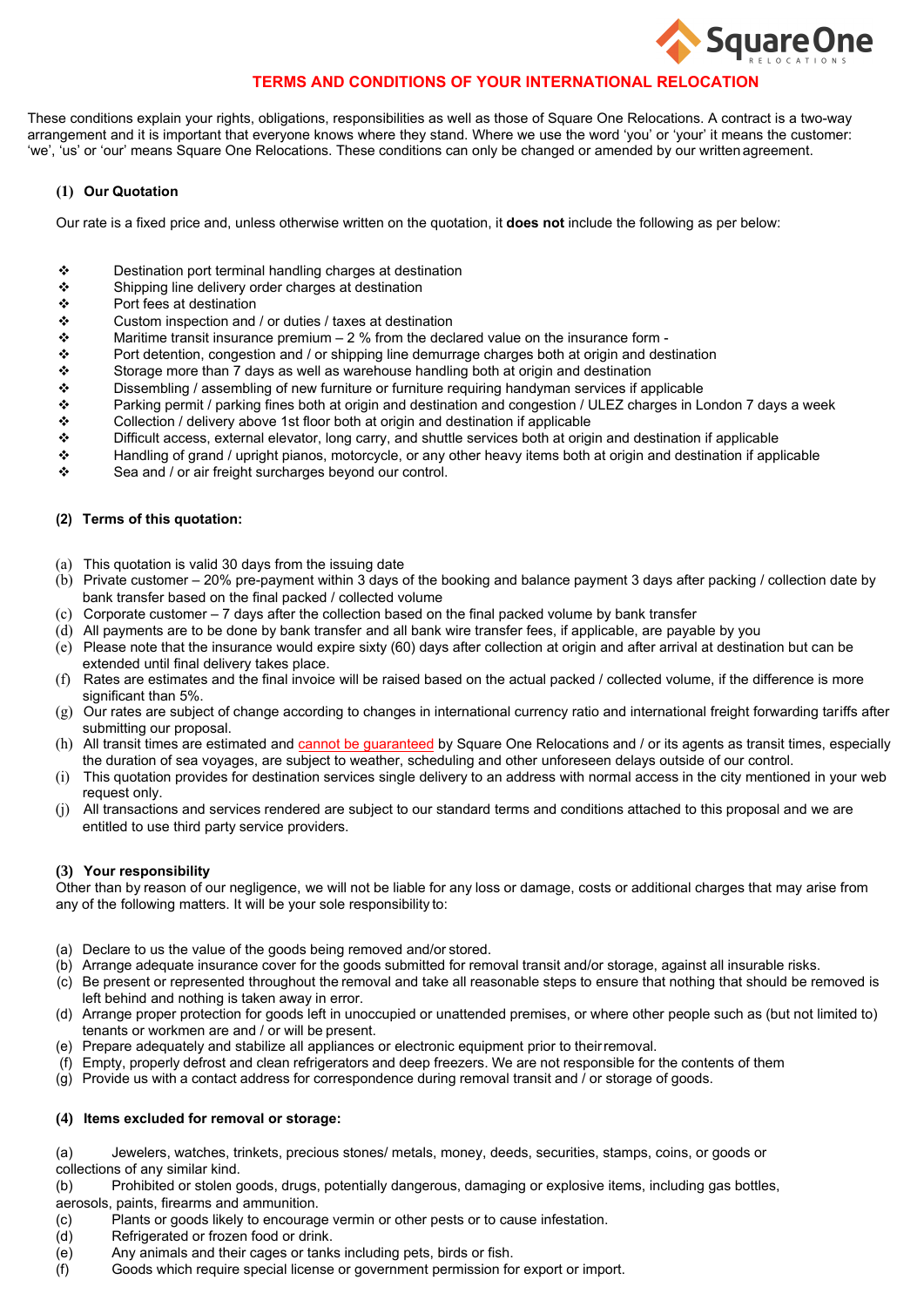Square One RELOCATIONS

# TERMS AND CONDITIONS OF YOUR INTERNATIONAL RELOCATION

These conditions explain your rights, obligations, responsibilities as well as those of Square One Relocations. A contract is a two-way arrangement and it is important that everyone knows where they stand. Where we use the word 'you' or 'your' it means the customer: 'we', 'us' or 'our' means Square One Relocations. These conditions can only be changed or amended by our written agreement.

## (1) Our Quotation

Our rate is a fixed price and, unless otherwise written on the quotation, it **does not** include the following as per below:

- Destination port terminal handling charges at destination
- Shipping line delivery order charges at destination
- Port fees at destination
- Custom inspection and / or duties / taxes at destination
- Maritime transit insurance premium – 2 % from the declared value on the insurance form -
- Port detention, congestion and / or shipping line demurrage charges both at origin and destination
- Storage more than 7 days as well as warehouse handling both at origin and destination
- Dissembling / assembling of new furniture or furniture requiring handyman services if applicable
- Parking permit / parking fines both at origin and destination and congestion / ULEZ charges in London 7 days a week
- Collection / delivery above 1st floor both at origin and destination if applicable
- Difficult access, external elevator, long carry, and shuttle services both at origin and destination if applicable
- Handling of grand / upright pianos, motorcycle, or any other heavy items both at origin and destination if applicable
- Sea and / or air freight surcharges beyond our control.

## (2) Terms of this quotation:

(a) This quotation is valid 30 days from the issuing date
(b) Private customer – 20% pre-payment within 3 days of the booking and balance payment 3 days after packing / collection date by bank transfer based on the final packed / collected volume
(c) Corporate customer – 7 days after the collection based on the final packed volume by bank transfer
(d) All payments are to be done by bank transfer and all bank wire transfer fees, if applicable, are payable by you
(e) Please note that the insurance would expire sixty (60) days after collection at origin and after arrival at destination but can be extended until final delivery takes place.
(f) Rates are estimates and the final invoice will be raised based on the actual packed / collected volume, if the difference is more significant than 5%.
(g) Our rates are subject of change according to changes in international currency ratio and international freight forwarding tariffs after submitting our proposal.
(h) All transit times are estimated and cannot be guaranteed by Square One Relocations and / or its agents as transit times, especially the duration of sea voyages, are subject to weather, scheduling and other unforeseen delays outside of our control.
(i) This quotation provides for destination services single delivery to an address with normal access in the city mentioned in your web request only.
(j) All transactions and services rendered are subject to our standard terms and conditions attached to this proposal and we are entitled to use third party service providers.

## (3) Your responsibility

Other than by reason of our negligence, we will not be liable for any loss or damage, costs or additional charges that may arise from any of the following matters. It will be your sole responsibility to:

(a) Declare to us the value of the goods being removed and/or stored.
(b) Arrange adequate insurance cover for the goods submitted for removal transit and/or storage, against all insurable risks.
(c) Be present or represented throughout the removal and take all reasonable steps to ensure that nothing that should be removed is left behind and nothing is taken away in error.
(d) Arrange proper protection for goods left in unoccupied or unattended premises, or where other people such as (but not limited to) tenants or workmen are and / or will be present.
(e) Prepare adequately and stabilize all appliances or electronic equipment prior to their removal.
(f) Empty, properly defrost and clean refrigerators and deep freezers. We are not responsible for the contents of them
(g) Provide us with a contact address for correspondence during removal transit and / or storage of goods.

## (4) Items excluded for removal or storage:

(a) Jewelers, watches, trinkets, precious stones/ metals, money, deeds, securities, stamps, coins, or goods or collections of any similar kind.
(b) Prohibited or stolen goods, drugs, potentially dangerous, damaging or explosive items, including gas bottles, aerosols, paints, firearms and ammunition.
(c) Plants or goods likely to encourage vermin or other pests or to cause infestation.
(d) Refrigerated or frozen food or drink.
(e) Any animals and their cages or tanks including pets, birds or fish.
(f) Goods which require special license or government permission for export or import.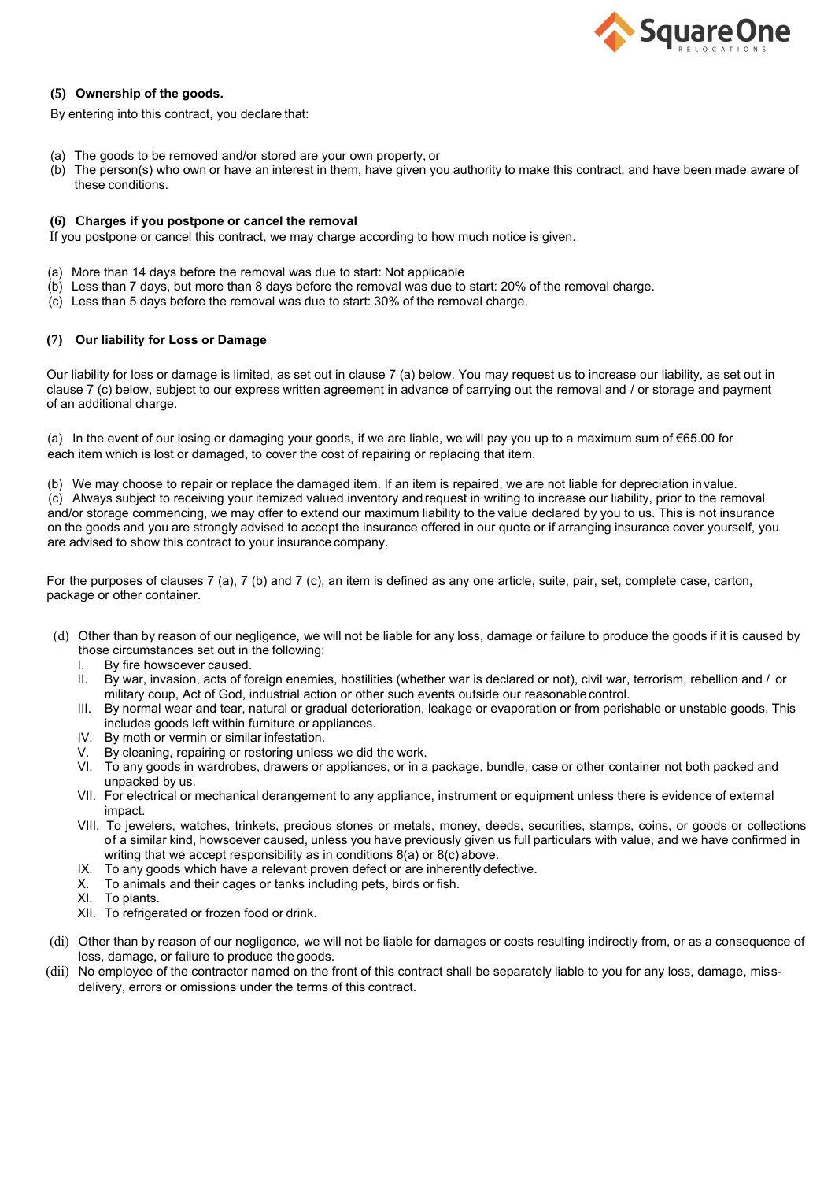### (5) Ownership of the goods.

By entering into this contract, you declare that:

(a) The goods to be removed and/or stored are your own property, or
(b) The person(s) who own or have an interest in them, have given you authority to make this contract, and have been made aware of these conditions.

### (6) Charges if you postpone or cancel the removal

If you postpone or cancel this contract, we may charge according to how much notice is given.

(a) More than 14 days before the removal was due to start: Not applicable
(b) Less than 7 days, but more than 8 days before the removal was due to start: 20% of the removal charge.
(c) Less than 5 days before the removal was due to start: 30% of the removal charge.

### (7) Our liability for Loss or Damage

Our liability for loss or damage is limited, as set out in clause 7 (a) below. You may request us to increase our liability, as set out in clause 7 (c) below, subject to our express written agreement in advance of carrying out the removal and / or storage and payment of an additional charge.

(a) In the event of our losing or damaging your goods, if we are liable, we will pay you up to a maximum sum of €65.00 for each item which is lost or damaged, to cover the cost of repairing or replacing that item.

(b) We may choose to repair or replace the damaged item. If an item is repaired, we are not liable for depreciation in value.
(c) Always subject to receiving your itemized valued inventory and request in writing to increase our liability, prior to the removal and/or storage commencing, we may offer to extend our maximum liability to the value declared by you to us. This is not insurance on the goods and you are strongly advised to accept the insurance offered in our quote or if arranging insurance cover yourself, you are advised to show this contract to your insurance company.

For the purposes of clauses 7 (a), 7 (b) and 7 (c), an item is defined as any one article, suite, pair, set, complete case, carton, package or other container.

(d) Other than by reason of our negligence, we will not be liable for any loss, damage or failure to produce the goods if it is caused by those circumstances set out in the following:
  I. By fire howsoever caused.
  II. By war, invasion, acts of foreign enemies, hostilities (whether war is declared or not), civil war, terrorism, rebellion and / or military coup, Act of God, industrial action or other such events outside our reasonable control.
  III. By normal wear and tear, natural or gradual deterioration, leakage or evaporation or from perishable or unstable goods. This includes goods left within furniture or appliances.
  IV. By moth or vermin or similar infestation.
  V. By cleaning, repairing or restoring unless we did the work.
  VI. To any goods in wardrobes, drawers or appliances, or in a package, bundle, case or other container not both packed and unpacked by us.
  VII. For electrical or mechanical derangement to any appliance, instrument or equipment unless there is evidence of external impact.
  VIII. To jewelers, watches, trinkets, precious stones or metals, money, deeds, securities, stamps, coins, or goods or collections of a similar kind, howsoever caused, unless you have previously given us full particulars with value, and we have confirmed in writing that we accept responsibility as in conditions 8(a) or 8(c) above.
  IX. To any goods which have a relevant proven defect or are inherently defective.
  X. To animals and their cages or tanks including pets, birds or fish.
  XI. To plants.
  XII. To refrigerated or frozen food or drink.

(di) Other than by reason of our negligence, we will not be liable for damages or costs resulting indirectly from, or as a consequence of loss, damage, or failure to produce the goods.
(dii) No employee of the contractor named on the front of this contract shall be separately liable to you for any loss, damage, miss-delivery, errors or omissions under the terms of this contract.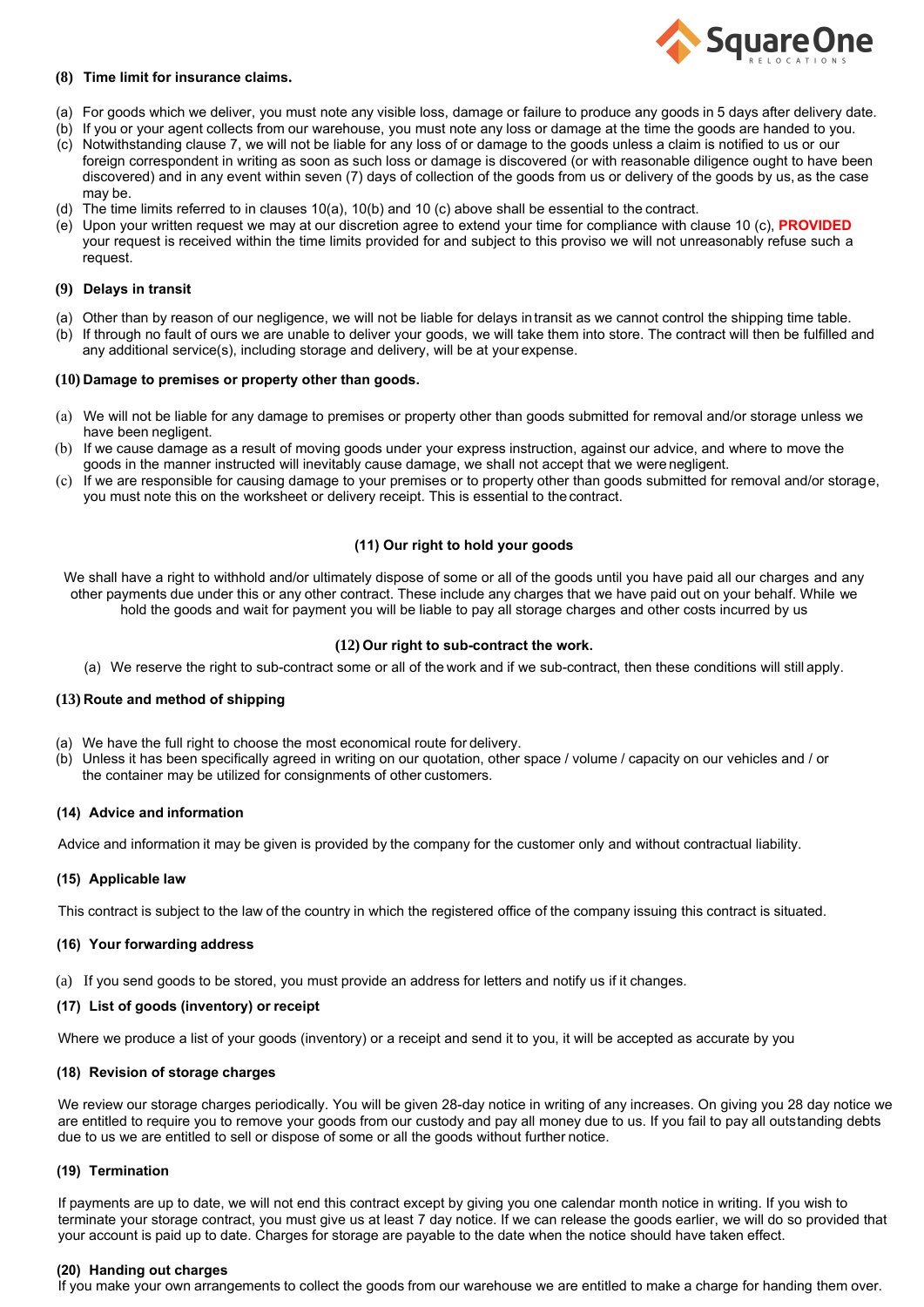#### (8) Time limit for insurance claims.

(a) For goods which we deliver, you must note any visible loss, damage or failure to produce any goods in 5 days after delivery date.
(b) If you or your agent collects from our warehouse, you must note any loss or damage at the time the goods are handed to you.
(c) Notwithstanding clause 7, we will not be liable for any loss of or damage to the goods unless a claim is notified to us or our foreign correspondent in writing as soon as such loss or damage is discovered (or with reasonable diligence ought to have been discovered) and in any event within seven (7) days of collection of the goods from us or delivery of the goods by us, as the case may be.
(d) The time limits referred to in clauses 10(a), 10(b) and 10 (c) above shall be essential to the contract.
(e) Upon your written request we may at our discretion agree to extend your time for compliance with clause 10 (c), **PROVIDED** your request is received within the time limits provided for and subject to this proviso we will not unreasonably refuse such a request.

#### (9) Delays in transit

(a) Other than by reason of our negligence, we will not be liable for delays in transit as we cannot control the shipping time table.
(b) If through no fault of ours we are unable to deliver your goods, we will take them into store. The contract will then be fulfilled and any additional service(s), including storage and delivery, will be at your expense.

#### (10) Damage to premises or property other than goods.

(a) We will not be liable for any damage to premises or property other than goods submitted for removal and/or storage unless we have been negligent.
(b) If we cause damage as a result of moving goods under your express instruction, against our advice, and where to move the goods in the manner instructed will inevitably cause damage, we shall not accept that we were negligent.
(c) If we are responsible for causing damage to your premises or to property other than goods submitted for removal and/or storage, you must note this on the worksheet or delivery receipt. This is essential to the contract.

#### (11) Our right to hold your goods

We shall have a right to withhold and/or ultimately dispose of some or all of the goods until you have paid all our charges and any other payments due under this or any other contract. These include any charges that we have paid out on your behalf. While we hold the goods and wait for payment you will be liable to pay all storage charges and other costs incurred by us

#### (12) Our right to sub-contract the work.

(a) We reserve the right to sub-contract some or all of the work and if we sub-contract, then these conditions will still apply.

#### (13) Route and method of shipping

(a) We have the full right to choose the most economical route for delivery.
(b) Unless it has been specifically agreed in writing on our quotation, other space / volume / capacity on our vehicles and / or the container may be utilized for consignments of other customers.

#### (14) Advice and information

Advice and information it may be given is provided by the company for the customer only and without contractual liability.

#### (15) Applicable law

This contract is subject to the law of the country in which the registered office of the company issuing this contract is situated.

#### (16) Your forwarding address

(a) If you send goods to be stored, you must provide an address for letters and notify us if it changes.

#### (17) List of goods (inventory) or receipt

Where we produce a list of your goods (inventory) or a receipt and send it to you, it will be accepted as accurate by you

#### (18) Revision of storage charges

We review our storage charges periodically. You will be given 28-day notice in writing of any increases. On giving you 28 day notice we are entitled to require you to remove your goods from our custody and pay all money due to us. If you fail to pay all outstanding debts due to us we are entitled to sell or dispose of some or all the goods without further notice.

#### (19) Termination

If payments are up to date, we will not end this contract except by giving you one calendar month notice in writing. If you wish to terminate your storage contract, you must give us at least 7 day notice. If we can release the goods earlier, we will do so provided that your account is paid up to date. Charges for storage are payable to the date when the notice should have taken effect.

#### (20) Handing out charges

If you make your own arrangements to collect the goods from our warehouse we are entitled to make a charge for handing them over.